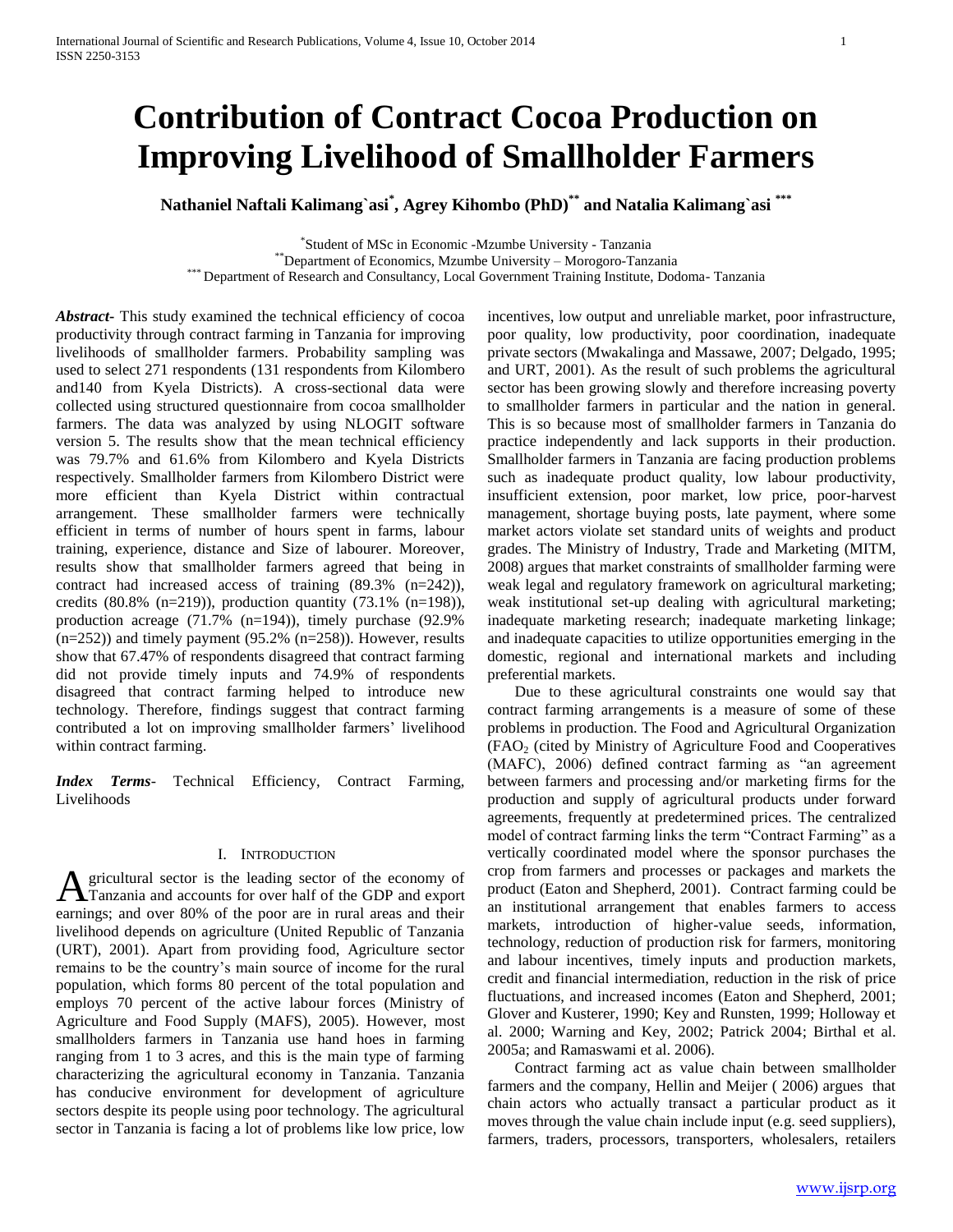# Contribution of Contract Cocoa Production on Improving Livelihood of Smallholder Farmers

**Nathaniel Naftali Kalimang`asi[*], Agrey Kihombo (PhD)[**] and Natalia Kalimang`asi[***]**

[*] Student of MSc in Economic -Mzumbe University - Tanzania
[**] Department of Economics, Mzumbe University – Morogoro-Tanzania
[***] Department of Research and Consultancy, Local Government Training Institute, Dodoma- Tanzania

***Abstract*-** This study examined the technical efficiency of cocoa productivity through contract farming in Tanzania for improving livelihoods of smallholder farmers. Probability sampling was used to select 271 respondents (131 respondents from Kilombero and140 from Kyela Districts). A cross-sectional data were collected using structured questionnaire from cocoa smallholder farmers. The data was analyzed by using NLOGIT software version 5. The results show that the mean technical efficiency was 79.7% and 61.6% from Kilombero and Kyela Districts respectively. Smallholder farmers from Kilombero District were more efficient than Kyela District within contractual arrangement. These smallholder farmers were technically efficient in terms of number of hours spent in farms, labour training, experience, distance and Size of labourer. Moreover, results show that smallholder farmers agreed that being in contract had increased access of training (89.3% (n=242)), credits (80.8% (n=219)), production quantity (73.1% (n=198)), production acreage (71.7% (n=194)), timely purchase (92.9% (n=252)) and timely payment (95.2% (n=258)). However, results show that 67.47% of respondents disagreed that contract farming did not provide timely inputs and 74.9% of respondents disagreed that contract farming helped to introduce new technology. Therefore, findings suggest that contract farming contributed a lot on improving smallholder farmers' livelihood within contract farming.

***Index Terms*-** Technical Efficiency, Contract Farming, Livelihoods

## I. Introduction

Agricultural sector is the leading sector of the economy of Tanzania and accounts for over half of the GDP and export earnings; and over 80% of the poor are in rural areas and their livelihood depends on agriculture (United Republic of Tanzania (URT), 2001). Apart from providing food, Agriculture sector remains to be the country's main source of income for the rural population, which forms 80 percent of the total population and employs 70 percent of the active labour forces (Ministry of Agriculture and Food Supply (MAFS), 2005). However, most smallholders farmers in Tanzania use hand hoes in farming ranging from 1 to 3 acres, and this is the main type of farming characterizing the agricultural economy in Tanzania. Tanzania has conducive environment for development of agriculture sectors despite its people using poor technology. The agricultural sector in Tanzania is facing a lot of problems like low price, low incentives, low output and unreliable market, poor infrastructure, poor quality, low productivity, poor coordination, inadequate private sectors (Mwakalinga and Massawe, 2007; Delgado, 1995; and URT, 2001). As the result of such problems the agricultural sector has been growing slowly and therefore increasing poverty to smallholder farmers in particular and the nation in general. This is so because most of smallholder farmers in Tanzania do practice independently and lack supports in their production. Smallholder farmers in Tanzania are facing production problems such as inadequate product quality, low labour productivity, insufficient extension, poor market, low price, poor-harvest management, shortage buying posts, late payment, where some market actors violate set standard units of weights and product grades. The Ministry of Industry, Trade and Marketing (MITM, 2008) argues that market constraints of smallholder farming were weak legal and regulatory framework on agricultural marketing; weak institutional set-up dealing with agricultural marketing; inadequate marketing research; inadequate marketing linkage; and inadequate capacities to utilize opportunities emerging in the domestic, regional and international markets and including preferential markets.

Due to these agricultural constraints one would say that contract farming arrangements is a measure of some of these problems in production. The Food and Agricultural Organization ($FAO_2$ (cited by Ministry of Agriculture Food and Cooperatives (MAFC), 2006) defined contract farming as "an agreement between farmers and processing and/or marketing firms for the production and supply of agricultural products under forward agreements, frequently at predetermined prices. The centralized model of contract farming links the term "Contract Farming" as a vertically coordinated model where the sponsor purchases the crop from farmers and processes or packages and markets the product (Eaton and Shepherd, 2001). Contract farming could be an institutional arrangement that enables farmers to access markets, introduction of higher-value seeds, information, technology, reduction of production risk for farmers, monitoring and labour incentives, timely inputs and production markets, credit and financial intermediation, reduction in the risk of price fluctuations, and increased incomes (Eaton and Shepherd, 2001; Glover and Kusterer, 1990; Key and Runsten, 1999; Holloway et al. 2000; Warning and Key, 2002; Patrick 2004; Birthal et al. 2005a; and Ramaswami et al. 2006).

Contract farming act as value chain between smallholder farmers and the company, Hellin and Meijer ( 2006) argues that chain actors who actually transact a particular product as it moves through the value chain include input (e.g. seed suppliers), farmers, traders, processors, transporters, wholesalers, retailers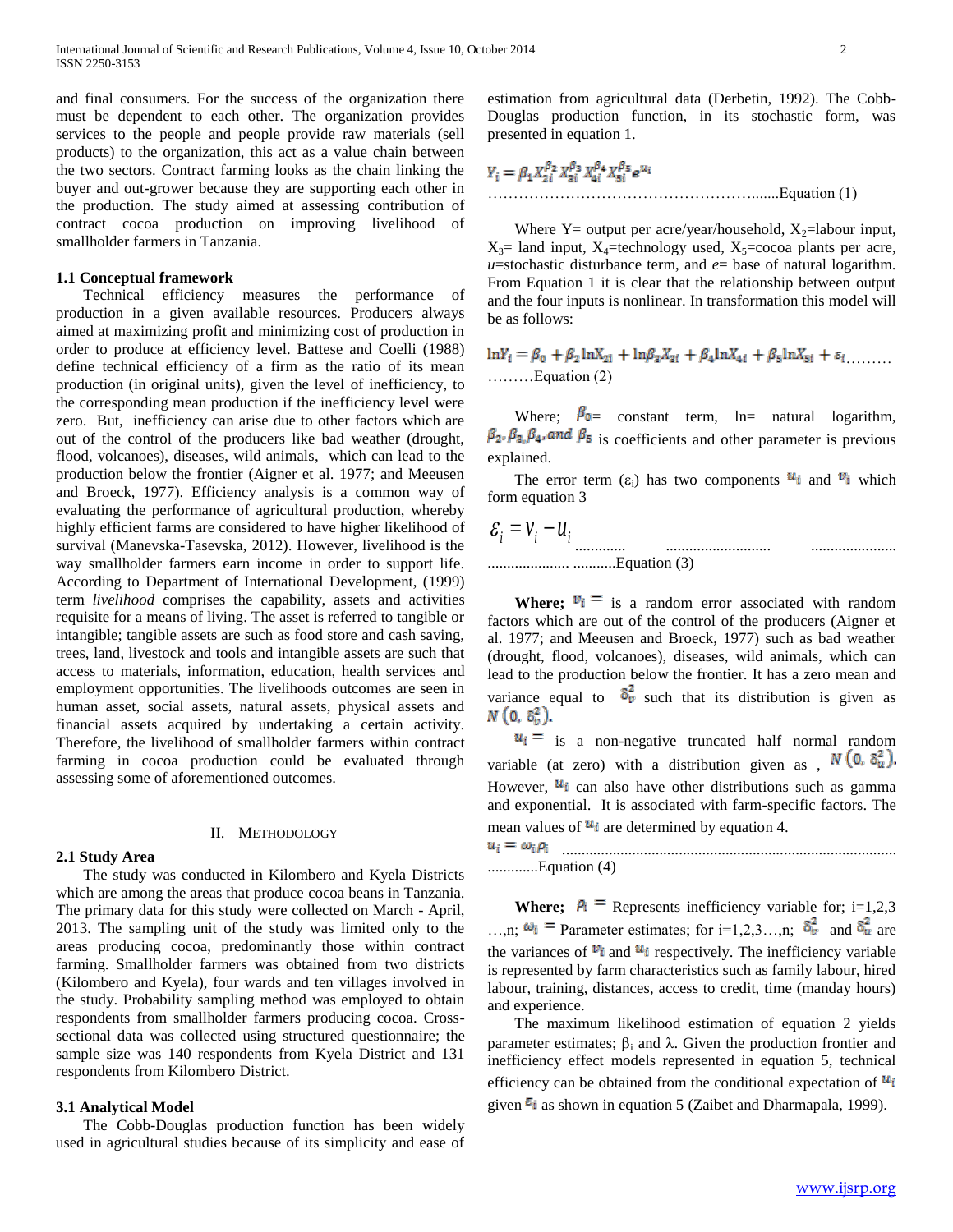and final consumers. For the success of the organization there must be dependent to each other. The organization provides services to the people and people provide raw materials (sell products) to the organization, this act as a value chain between the two sectors. Contract farming looks as the chain linking the buyer and out-grower because they are supporting each other in the production. The study aimed at assessing contribution of contract cocoa production on improving livelihood of smallholder farmers in Tanzania.

### 1.1 Conceptual framework

Technical efficiency measures the performance of production in a given available resources. Producers always aimed at maximizing profit and minimizing cost of production in order to produce at efficiency level. Battese and Coelli (1988) define technical efficiency of a firm as the ratio of its mean production (in original units), given the level of inefficiency, to the corresponding mean production if the inefficiency level were zero. But, inefficiency can arise due to other factors which are out of the control of the producers like bad weather (drought, flood, volcanoes), diseases, wild animals, which can lead to the production below the frontier (Aigner et al. 1977; and Meeusen and Broeck, 1977). Efficiency analysis is a common way of evaluating the performance of agricultural production, whereby highly efficient farms are considered to have higher likelihood of survival (Manevska-Tasevska, 2012). However, livelihood is the way smallholder farmers earn income in order to support life. According to Department of International Development, (1999) term *livelihood* comprises the capability, assets and activities requisite for a means of living. The asset is referred to tangible or intangible; tangible assets are such as food store and cash saving, trees, land, livestock and tools and intangible assets are such that access to materials, information, education, health services and employment opportunities. The livelihoods outcomes are seen in human asset, social assets, natural assets, physical assets and financial assets acquired by undertaking a certain activity. Therefore, the livelihood of smallholder farmers within contract farming in cocoa production could be evaluated through assessing some of aforementioned outcomes.

## II. Methodology

### 2.1 Study Area

The study was conducted in Kilombero and Kyela Districts which are among the areas that produce cocoa beans in Tanzania. The primary data for this study were collected on March - April, 2013. The sampling unit of the study was limited only to the areas producing cocoa, predominantly those within contract farming. Smallholder farmers was obtained from two districts (Kilombero and Kyela), four wards and ten villages involved in the study. Probability sampling method was employed to obtain respondents from smallholder farmers producing cocoa. Cross-sectional data was collected using structured questionnaire; the sample size was 140 respondents from Kyela District and 131 respondents from Kilombero District.

### 3.1 Analytical Model

The Cobb-Douglas production function has been widely used in agricultural studies because of its simplicity and ease of estimation from agricultural data (Derbetin, 1992). The Cobb-Douglas production function, in its stochastic form, was presented in equation 1.

$$Y_i = \beta_1 X_{2i}^{\beta_2} X_{3i}^{\beta_3} X_{4i}^{\beta_4} X_{5i}^{\beta_5} e^{u_i} \quad \text{.......Equation (1)}$$

Where Y= output per acre/year/household, $X_2$=labour input, $X_3$= land input, $X_4$=technology used, $X_5$=cocoa plants per acre, *u*=stochastic disturbance term, and *e*= base of natural logarithm. From Equation 1 it is clear that the relationship between output and the four inputs is nonlinear. In transformation this model will be as follows:

$$\ln Y_i = \beta_0 + \beta_2 \ln X_{2i} + \ln \beta_3 X_{3i} + \beta_4 \ln X_{4i} + \beta_5 \ln X_{5i} + \varepsilon_i \quad \text{.........Equation (2)}$$

Where; $\beta_0$= constant term, ln= natural logarithm, $\beta_2, \beta_3, \beta_4, and\ \beta_5$ is coefficients and other parameter is previous explained.

The error term ($\varepsilon_i$) has two components $u_i$ and $v_i$ which form equation 3

$$\varepsilon_i = v_i - u_i \quad \text{.......Equation (3)}$$

**Where;** $v_i =$ is a random error associated with random factors which are out of the control of the producers (Aigner et al. 1977; and Meeusen and Broeck, 1977) such as bad weather (drought, flood, volcanoes), diseases, wild animals, which can lead to the production below the frontier. It has a zero mean and variance equal to $\delta_v^2$ such that its distribution is given as $N(0, \delta_v^2)$.

$u_i =$ is a non-negative truncated half normal random variable (at zero) with a distribution given as , $N(0, \delta_u^2)$. However, $u_i$ can also have other distributions such as gamma and exponential. It is associated with farm-specific factors. The mean values of $u_i$ are determined by equation 4.

$$u_i = \omega_i \rho_i \quad \text{.............Equation (4)}$$

**Where;** $\rho_i =$ Represents inefficiency variable for; i=1,2,3 …,n; $\omega_i =$ Parameter estimates; for i=1,2,3…,n; $\delta_v^2$ and $\delta_u^2$ are the variances of $v_i$ and $u_i$ respectively. The inefficiency variable is represented by farm characteristics such as family labour, hired labour, training, distances, access to credit, time (manday hours) and experience.

The maximum likelihood estimation of equation 2 yields parameter estimates; $\beta_i$ and $\lambda$. Given the production frontier and inefficiency effect models represented in equation 5, technical efficiency can be obtained from the conditional expectation of $u_i$ given $\varepsilon_i$ as shown in equation 5 (Zaibet and Dharmapala, 1999).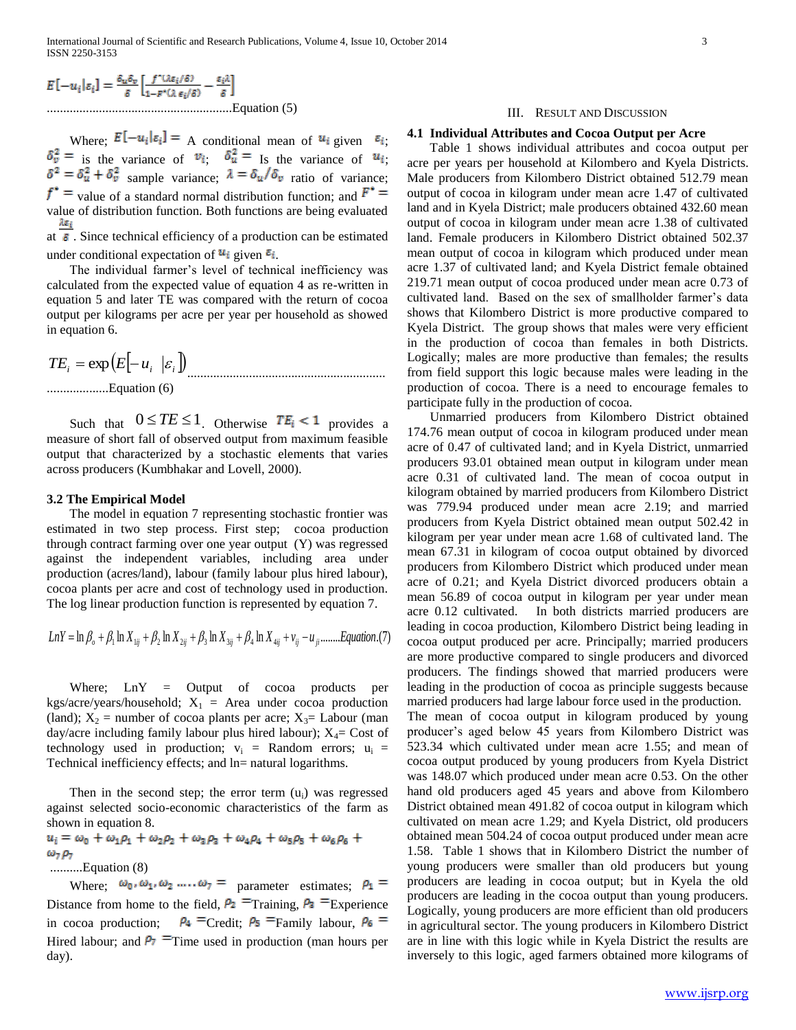$$E[-u_i|\varepsilon_i] = \frac{\delta_u \delta_v}{\delta}\left[\frac{f^*(\lambda \varepsilon_i/\delta)}{1-F^*(\lambda\, \varepsilon_i/\delta)} - \frac{\varepsilon_i \lambda}{\delta}\right]$$
.........................................................Equation (5)

Where; $E[-u_i|\varepsilon_i] =$ A conditional mean of $u_i$ given $\varepsilon_i$; $\delta_v^2 =$ is the variance of $v_i$; $\delta_u^2 =$ Is the variance of $u_i$; $\delta^2 = \delta_u^2 + \delta_v^2$ sample variance; $\lambda = \delta_u/\delta_v$ ratio of variance; $f^* =$ value of a standard normal distribution function; and $F^* =$ value of distribution function. Both functions are being evaluated at $\frac{\lambda\varepsilon_i}{\delta}$. Since technical efficiency of a production can be estimated under conditional expectation of $u_i$ given $\varepsilon_i$.

The individual farmer's level of technical inefficiency was calculated from the expected value of equation 4 as re-written in equation 5 and later TE was compared with the return of cocoa output per kilograms per acre per year per household as showed in equation 6.

$$TE_i = \exp\left(E\left[-u_i \;|\varepsilon_i\right]\right)$$
...................Equation (6)

Such that $0 \leq TE \leq 1$. Otherwise $TE_i < 1$ provides a measure of short fall of observed output from maximum feasible output that characterized by a stochastic elements that varies across producers (Kumbhakar and Lovell, 2000).

### 3.2 The Empirical Model

The model in equation 7 representing stochastic frontier was estimated in two step process. First step; cocoa production through contract farming over one year output (Y) was regressed against the independent variables, including area under production (acres/land), labour (family labour plus hired labour), cocoa plants per acre and cost of technology used in production. The log linear production function is represented by equation 7.

$$LnY = \ln \beta_o + \beta_1 \ln X_{1ij} + \beta_2 \ln X_{2ij} + \beta_3 \ln X_{3ij} + \beta_4 \ln X_{4ij} + v_{ij} - u_{ji} ........Equation.(7)$$

Where; LnY = Output of cocoa products per kgs/acre/years/household; $X_1$ = Area under cocoa production (land); $X_2$ = number of cocoa plants per acre; $X_3$= Labour (man day/acre including family labour plus hired labour); $X_4$= Cost of technology used in production; $v_i$ = Random errors; $u_i$ = Technical inefficiency effects; and ln= natural logarithms.

Then in the second step; the error term ($u_i$) was regressed against selected socio-economic characteristics of the farm as shown in equation 8.

$$u_i = \omega_0 + \omega_1\rho_1 + \omega_2\rho_2 + \omega_3\rho_3 + \omega_4\rho_4 + \omega_5\rho_5 + \omega_6\rho_6 + \omega_7\rho_7$$
..........Equation (8)

Where; $\omega_0, \omega_1, \omega_2 \ldots \omega_7 =$ parameter estimates; $\rho_1 =$ Distance from home to the field, $\rho_2$ =Training, $\rho_3$ =Experience in cocoa production; $\rho_4$ =Credit; $\rho_5$ =Family labour, $\rho_6$ = Hired labour; and $\rho_7$ =Time used in production (man hours per day).

## III. Result and Discussion

### 4.1 Individual Attributes and Cocoa Output per Acre

Table 1 shows individual attributes and cocoa output per acre per years per household at Kilombero and Kyela Districts. Male producers from Kilombero District obtained 512.79 mean output of cocoa in kilogram under mean acre 1.47 of cultivated land and in Kyela District; male producers obtained 432.60 mean output of cocoa in kilogram under mean acre 1.38 of cultivated land. Female producers in Kilombero District obtained 502.37 mean output of cocoa in kilogram which produced under mean acre 1.37 of cultivated land; and Kyela District female obtained 219.71 mean output of cocoa produced under mean acre 0.73 of cultivated land. Based on the sex of smallholder farmer's data shows that Kilombero District is more productive compared to Kyela District. The group shows that males were very efficient in the production of cocoa than females in both Districts. Logically; males are more productive than females; the results from field support this logic because males were leading in the production of cocoa. There is a need to encourage females to participate fully in the production of cocoa.

Unmarried producers from Kilombero District obtained 174.76 mean output of cocoa in kilogram produced under mean acre of 0.47 of cultivated land; and in Kyela District, unmarried producers 93.01 obtained mean output in kilogram under mean acre 0.31 of cultivated land. The mean of cocoa output in kilogram obtained by married producers from Kilombero District was 779.94 produced under mean acre 2.19; and married producers from Kyela District obtained mean output 502.42 in kilogram per year under mean acre 1.68 of cultivated land. The mean 67.31 in kilogram of cocoa output obtained by divorced producers from Kilombero District which produced under mean acre of 0.21; and Kyela District divorced producers obtain a mean 56.89 of cocoa output in kilogram per year under mean acre 0.12 cultivated. In both districts married producers are leading in cocoa production, Kilombero District being leading in cocoa output produced per acre. Principally; married producers are more productive compared to single producers and divorced producers. The findings showed that married producers were leading in the production of cocoa as principle suggests because married producers had large labour force used in the production.
The mean of cocoa output in kilogram produced by young producer's aged below 45 years from Kilombero District was 523.34 which cultivated under mean acre 1.55; and mean of cocoa output produced by young producers from Kyela District was 148.07 which produced under mean acre 0.53. On the other hand old producers aged 45 years and above from Kilombero District obtained mean 491.82 of cocoa output in kilogram which cultivated on mean acre 1.29; and Kyela District, old producers obtained mean 504.24 of cocoa output produced under mean acre 1.58. Table 1 shows that in Kilombero District the number of young producers were smaller than old producers but young producers are leading in cocoa output; but in Kyela the old producers are leading in the cocoa output than young producers. Logically, young producers are more efficient than old producers in agricultural sector. The young producers in Kilombero District are in line with this logic while in Kyela District the results are inversely to this logic, aged farmers obtained more kilograms of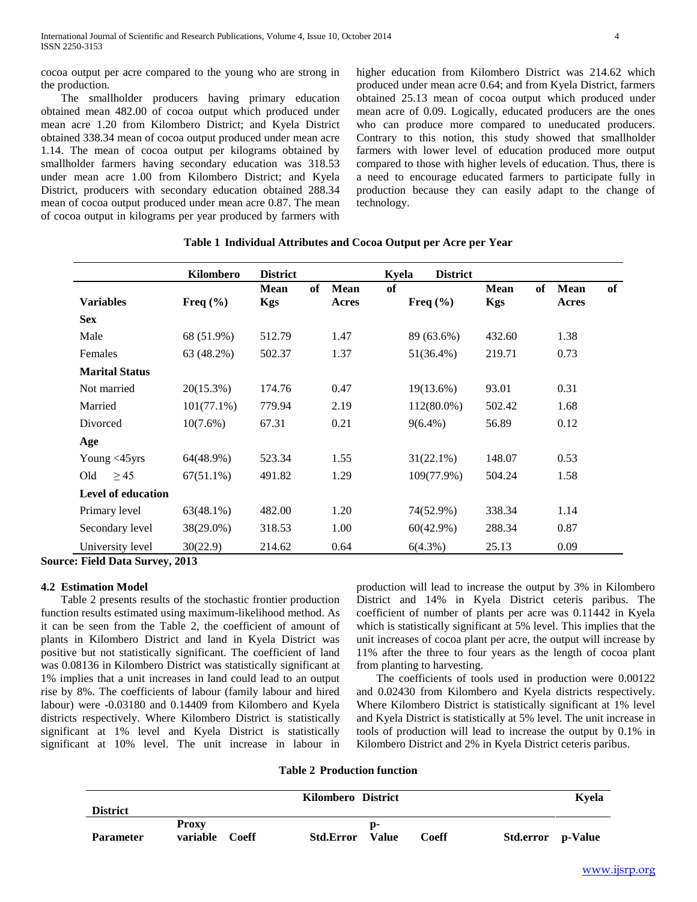cocoa output per acre compared to the young who are strong in the production.

The smallholder producers having primary education obtained mean 482.00 of cocoa output which produced under mean acre 1.20 from Kilombero District; and Kyela District obtained 338.34 mean of cocoa output produced under mean acre 1.14. The mean of cocoa output per kilograms obtained by smallholder farmers having secondary education was 318.53 under mean acre 1.00 from Kilombero District; and Kyela District, producers with secondary education obtained 288.34 mean of cocoa output produced under mean acre 0.87. The mean of cocoa output in kilograms per year produced by farmers with higher education from Kilombero District was 214.62 which produced under mean acre 0.64; and from Kyela District, farmers obtained 25.13 mean of cocoa output which produced under mean acre of 0.09. Logically, educated producers are the ones who can produce more compared to uneducated producers. Contrary to this notion, this study showed that smallholder farmers with lower level of education produced more output compared to those with higher levels of education. Thus, there is a need to encourage educated farmers to participate fully in production because they can easily adapt to the change of technology.

**Table 1 Individual Attributes and Cocoa Output per Acre per Year**

| | Kilombero District | | | Kyela District | | |
|---|---|---|---|---|---|---|
| **Variables** | **Freq (%)** | **Mean of Kgs** | **Mean of Acres** | **Freq (%)** | **Mean of Kgs** | **Mean of Acres** |
| **Sex** | | | | | | |
| Male | 68 (51.9%) | 512.79 | 1.47 | 89 (63.6%) | 432.60 | 1.38 |
| Females | 63 (48.2%) | 502.37 | 1.37 | 51(36.4%) | 219.71 | 0.73 |
| **Marital Status** | | | | | | |
| Not married | 20(15.3%) | 174.76 | 0.47 | 19(13.6%) | 93.01 | 0.31 |
| Married | 101(77.1%) | 779.94 | 2.19 | 112(80.0%) | 502.42 | 1.68 |
| Divorced | 10(7.6%) | 67.31 | 0.21 | 9(6.4%) | 56.89 | 0.12 |
| **Age** | | | | | | |
| Young <45yrs | 64(48.9%) | 523.34 | 1.55 | 31(22.1%) | 148.07 | 0.53 |
| Old $\geq 45$ | 67(51.1%) | 491.82 | 1.29 | 109(77.9%) | 504.24 | 1.58 |
| **Level of education** | | | | | | |
| Primary level | 63(48.1%) | 482.00 | 1.20 | 74(52.9%) | 338.34 | 1.14 |
| Secondary level | 38(29.0%) | 318.53 | 1.00 | 60(42.9%) | 288.34 | 0.87 |
| University level | 30(22.9) | 214.62 | 0.64 | 6(4.3%) | 25.13 | 0.09 |

**Source: Field Data Survey, 2013**

### 4.2 Estimation Model

Table 2 presents results of the stochastic frontier production function results estimated using maximum-likelihood method. As it can be seen from the Table 2, the coefficient of amount of plants in Kilombero District and land in Kyela District was positive but not statistically significant. The coefficient of land was 0.08136 in Kilombero District was statistically significant at 1% implies that a unit increases in land could lead to an output rise by 8%. The coefficients of labour (family labour and hired labour) were -0.03180 and 0.14409 from Kilombero and Kyela districts respectively. Where Kilombero District is statistically significant at 1% level and Kyela District is statistically significant at 10% level. The unit increase in labour in production will lead to increase the output by 3% in Kilombero District and 14% in Kyela District ceteris paribus. The coefficient of number of plants per acre was 0.11442 in Kyela which is statistically significant at 5% level. This implies that the unit increases of cocoa plant per acre, the output will increase by 11% after the three to four years as the length of cocoa plant from planting to harvesting.

The coefficients of tools used in production were 0.00122 and 0.02430 from Kilombero and Kyela districts respectively. Where Kilombero District is statistically significant at 1% level and Kyela District is statistically at 5% level. The unit increase in tools of production will lead to increase the output by 0.1% in Kilombero District and 2% in Kyela District ceteris paribus.

**Table 2 Production function**

| | | Kilombero District | | | Kyela District | | |
|---|---|---|---|---|---|---|---|
| **Parameter** | **Proxy variable** | **Coeff** | **Std.Error** | **p-Value** | **Coeff** | **Std.error** | **p-Value** |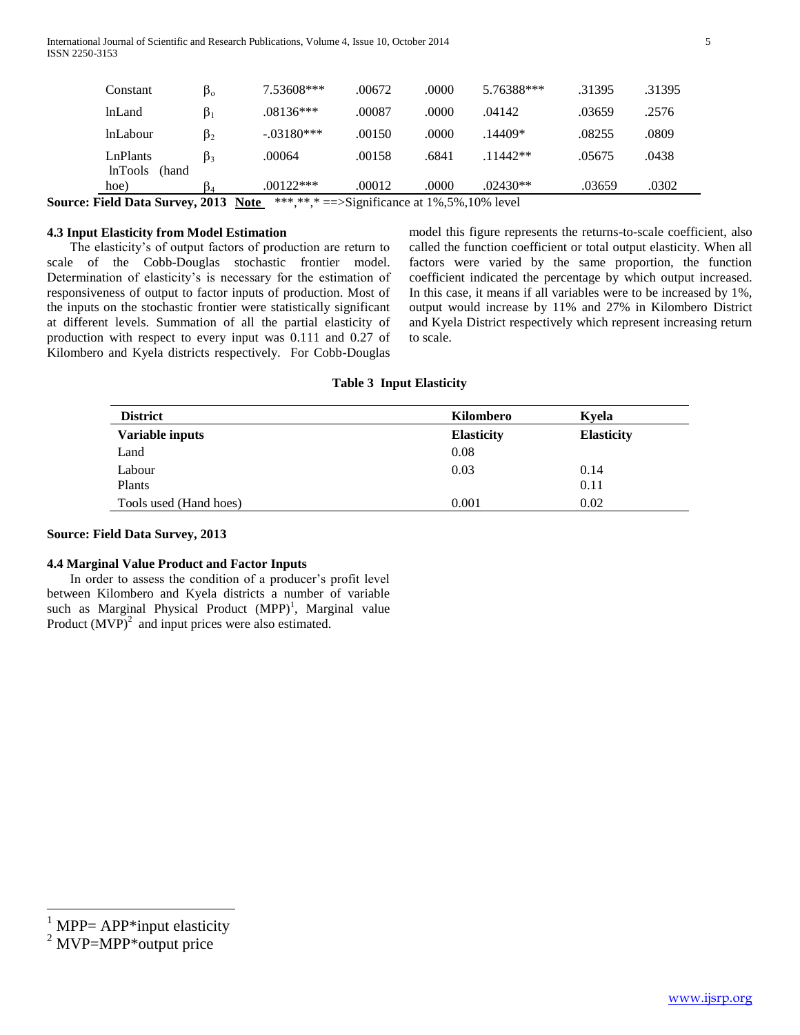| Constant | $\beta_o$ | 7.53608*** | .00672 | .0000 | 5.76388*** | .31395 | .31395 |
|---|---|---|---|---|---|---|---|
| lnLand | $\beta_1$ | .08136*** | .00087 | .0000 | .04142 | .03659 | .2576 |
| lnLabour | $\beta_2$ | -.03180*** | .00150 | .0000 | .14409* | .08255 | .0809 |
| LnPlants | $\beta_3$ | .00064 | .00158 | .6841 | .11442** | .05675 | .0438 |
| lnTools (hand hoe) | $\beta_4$ | .00122*** | .00012 | .0000 | .02430** | .03659 | .0302 |

**Source: Field Data Survey, 2013** **Note** ***,**,* ==>Significance at 1%,5%,10% level

### 4.3 Input Elasticity from Model Estimation

The elasticity's of output factors of production are return to scale of the Cobb-Douglas stochastic frontier model. Determination of elasticity's is necessary for the estimation of responsiveness of output to factor inputs of production. Most of the inputs on the stochastic frontier were statistically significant at different levels. Summation of all the partial elasticity of production with respect to every input was 0.111 and 0.27 of Kilombero and Kyela districts respectively. For Cobb-Douglas model this figure represents the returns-to-scale coefficient, also called the function coefficient or total output elasticity. When all factors were varied by the same proportion, the function coefficient indicated the percentage by which output increased. In this case, it means if all variables were to be increased by 1%, output would increase by 11% and 27% in Kilombero District and Kyela District respectively which represent increasing return to scale.

**Table 3 Input Elasticity**

| District | Kilombero | Kyela |
|---|---|---|
| **Variable inputs** | **Elasticity** | **Elasticity** |
| Land | 0.08 | |
| Labour | 0.03 | 0.14 |
| Plants | | 0.11 |
| Tools used (Hand hoes) | 0.001 | 0.02 |

**Source: Field Data Survey, 2013**

### 4.4 Marginal Value Product and Factor Inputs

In order to assess the condition of a producer's profit level between Kilombero and Kyela districts a number of variable such as Marginal Physical Product (MPP)[1], Marginal value Product (MVP)[2] and input prices were also estimated.

[1] MPP= APP*input elasticity

[2] MVP=MPP*output price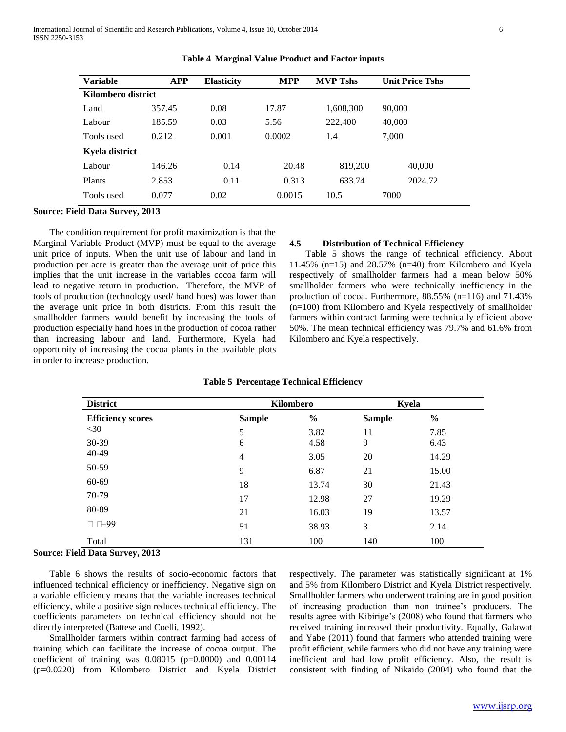**Table 4 Marginal Value Product and Factor inputs**

| Variable | APP | Elasticity | MPP | MVP Tshs | Unit Price Tshs |
|---|---|---|---|---|---|
| **Kilombero district** | | | | | |
| Land | 357.45 | 0.08 | 17.87 | 1,608,300 | 90,000 |
| Labour | 185.59 | 0.03 | 5.56 | 222,400 | 40,000 |
| Tools used | 0.212 | 0.001 | 0.0002 | 1.4 | 7,000 |
| **Kyela district** | | | | | |
| Labour | 146.26 | 0.14 | 20.48 | 819,200 | 40,000 |
| Plants | 2.853 | 0.11 | 0.313 | 633.74 | 2024.72 |
| Tools used | 0.077 | 0.02 | 0.0015 | 10.5 | 7000 |

**Source: Field Data Survey, 2013**

The condition requirement for profit maximization is that the Marginal Variable Product (MVP) must be equal to the average unit price of inputs. When the unit use of labour and land in production per acre is greater than the average unit of price this implies that the unit increase in the variables cocoa farm will lead to negative return in production. Therefore, the MVP of tools of production (technology used/ hand hoes) was lower than the average unit price in both districts. From this result the smallholder farmers would benefit by increasing the tools of production especially hand hoes in the production of cocoa rather than increasing labour and land. Furthermore, Kyela had opportunity of increasing the cocoa plants in the available plots in order to increase production.

### 4.5 Distribution of Technical Efficiency

Table 5 shows the range of technical efficiency. About 11.45% (n=15) and 28.57% (n=40) from Kilombero and Kyela respectively of smallholder farmers had a mean below 50% smallholder farmers who were technically inefficiency in the production of cocoa. Furthermore, 88.55% (n=116) and 71.43% (n=100) from Kilombero and Kyela respectively of smallholder farmers within contract farming were technically efficient above 50%. The mean technical efficiency was 79.7% and 61.6% from Kilombero and Kyela respectively.

**Table 5 Percentage Technical Efficiency**

| District | Kilombero | | Kyela | |
|---|---|---|---|---|
| **Efficiency scores** | **Sample** | **%** | **Sample** | **%** |
| <30 | 5 | 3.82 | 11 | 7.85 |
| 30-39 | 6 | 4.58 | 9 | 6.43 |
| 40-49 | 4 | 3.05 | 20 | 14.29 |
| 50-59 | 9 | 6.87 | 21 | 15.00 |
| 60-69 | 18 | 13.74 | 30 | 21.43 |
| 70-79 | 17 | 12.98 | 27 | 19.29 |
| 80-89 | 21 | 16.03 | 19 | 13.57 |
| ≥90-99 | 51 | 38.93 | 3 | 2.14 |
| Total | 131 | 100 | 140 | 100 |

**Source: Field Data Survey, 2013**

Table 6 shows the results of socio-economic factors that influenced technical efficiency or inefficiency. Negative sign on a variable efficiency means that the variable increases technical efficiency, while a positive sign reduces technical efficiency. The coefficients parameters on technical efficiency should not be directly interpreted (Battese and Coelli, 1992).

Smallholder farmers within contract farming had access of training which can facilitate the increase of cocoa output. The coefficient of training was 0.08015 (p=0.0000) and 0.00114 (p=0.0220) from Kilombero District and Kyela District respectively. The parameter was statistically significant at 1% and 5% from Kilombero District and Kyela District respectively. Smallholder farmers who underwent training are in good position of increasing production than non trainee's producers. The results agree with Kibirige's (2008) who found that farmers who received training increased their productivity. Equally, Galawat and Yabe (2011) found that farmers who attended training were profit efficient, while farmers who did not have any training were inefficient and had low profit efficiency. Also, the result is consistent with finding of Nikaido (2004) who found that the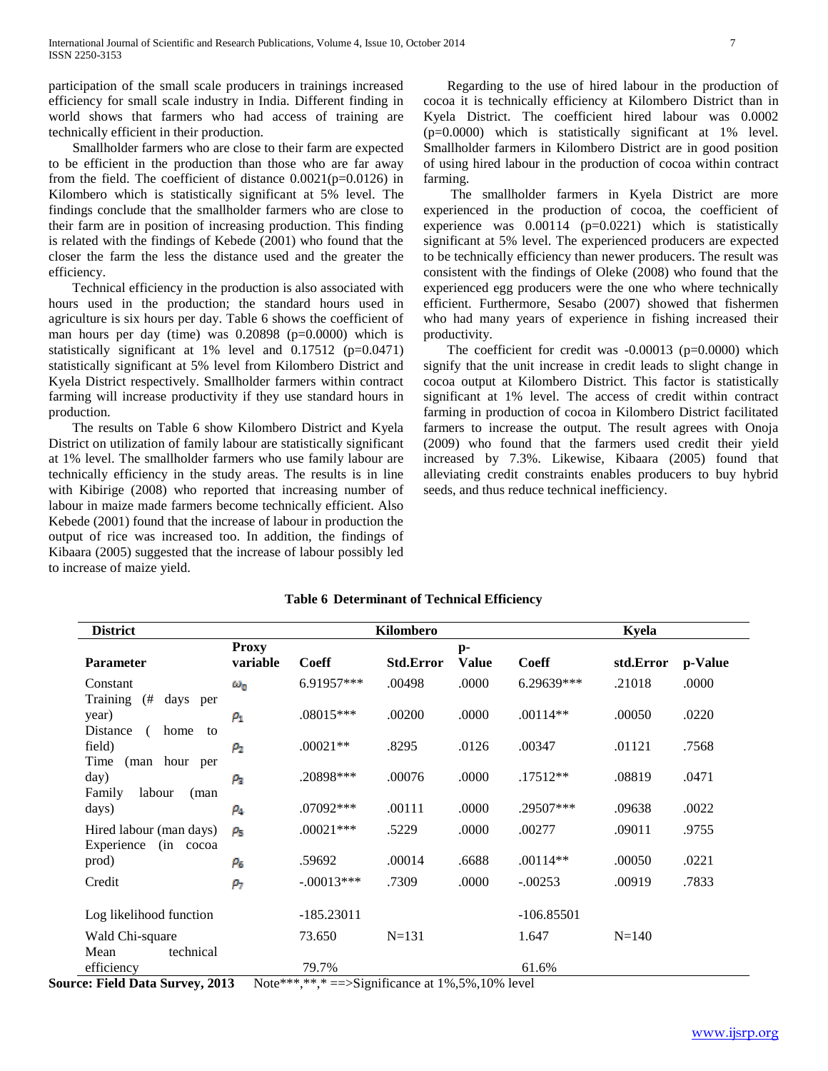participation of the small scale producers in trainings increased efficiency for small scale industry in India. Different finding in world shows that farmers who had access of training are technically efficient in their production.

Smallholder farmers who are close to their farm are expected to be efficient in the production than those who are far away from the field. The coefficient of distance 0.0021(p=0.0126) in Kilombero which is statistically significant at 5% level. The findings conclude that the smallholder farmers who are close to their farm are in position of increasing production. This finding is related with the findings of Kebede (2001) who found that the closer the farm the less the distance used and the greater the efficiency.

Technical efficiency in the production is also associated with hours used in the production; the standard hours used in agriculture is six hours per day. Table 6 shows the coefficient of man hours per day (time) was 0.20898 (p=0.0000) which is statistically significant at 1% level and 0.17512 (p=0.0471) statistically significant at 5% level from Kilombero District and Kyela District respectively. Smallholder farmers within contract farming will increase productivity if they use standard hours in production.

The results on Table 6 show Kilombero District and Kyela District on utilization of family labour are statistically significant at 1% level. The smallholder farmers who use family labour are technically efficiency in the study areas. The results is in line with Kibirige (2008) who reported that increasing number of labour in maize made farmers become technically efficient. Also Kebede (2001) found that the increase of labour in production the output of rice was increased too. In addition, the findings of Kibaara (2005) suggested that the increase of labour possibly led to increase of maize yield.

Regarding to the use of hired labour in the production of cocoa it is technically efficiency at Kilombero District than in Kyela District. The coefficient hired labour was 0.0002 (p=0.0000) which is statistically significant at 1% level. Smallholder farmers in Kilombero District are in good position of using hired labour in the production of cocoa within contract farming.

The smallholder farmers in Kyela District are more experienced in the production of cocoa, the coefficient of experience was 0.00114 (p=0.0221) which is statistically significant at 5% level. The experienced producers are expected to be technically efficiency than newer producers. The result was consistent with the findings of Oleke (2008) who found that the experienced egg producers were the one who where technically efficient. Furthermore, Sesabo (2007) showed that fishermen who had many years of experience in fishing increased their productivity.

The coefficient for credit was -0.00013 (p=0.0000) which signify that the unit increase in credit leads to slight change in cocoa output at Kilombero District. This factor is statistically significant at 1% level. The access of credit within contract farming in production of cocoa in Kilombero District facilitated farmers to increase the output. The result agrees with Onoja (2009) who found that the farmers used credit their yield increased by 7.3%. Likewise, Kibaara (2005) found that alleviating credit constraints enables producers to buy hybrid seeds, and thus reduce technical inefficiency.

**Table 6 Determinant of Technical Efficiency**

| District | | Kilombero | | | Kyela | | |
|---|---|---|---|---|---|---|---|
| **Parameter** | **Proxy variable** | **Coeff** | **Std.Error** | **p-Value** | **Coeff** | **std.Error** | **p-Value** |
| Constant | $\omega_0$ | 6.91957*** | .00498 | .0000 | 6.29639*** | .21018 | .0000 |
| Training (# days per year) | $\rho_1$ | .08015*** | .00200 | .0000 | .00114** | .00050 | .0220 |
| Distance ( home to field) | $\rho_2$ | .00021** | .8295 | .0126 | .00347 | .01121 | .7568 |
| Time (man hour per day) | $\rho_3$ | .20898*** | .00076 | .0000 | .17512** | .08819 | .0471 |
| Family labour (man days) | $\rho_4$ | .07092*** | .00111 | .0000 | .29507*** | .09638 | .0022 |
| Hired labour (man days) | $\rho_5$ | .00021*** | .5229 | .0000 | .00277 | .09011 | .9755 |
| Experience (in cocoa prod) | $\rho_6$ | .59692 | .00014 | .6688 | .00114** | .00050 | .0221 |
| Credit | $\rho_7$ | -.00013*** | .7309 | .0000 | -.00253 | .00919 | .7833 |
| Log likelihood function | | -185.23011 | | | -106.85501 | | |
| Wald Chi-square | | 73.650 | N=131 | | 1.647 | N=140 | |
| Mean technical efficiency | | 79.7% | | | 61.6% | | |

**Source: Field Data Survey, 2013** Note***,**,* ==>Significance at 1%,5%,10% level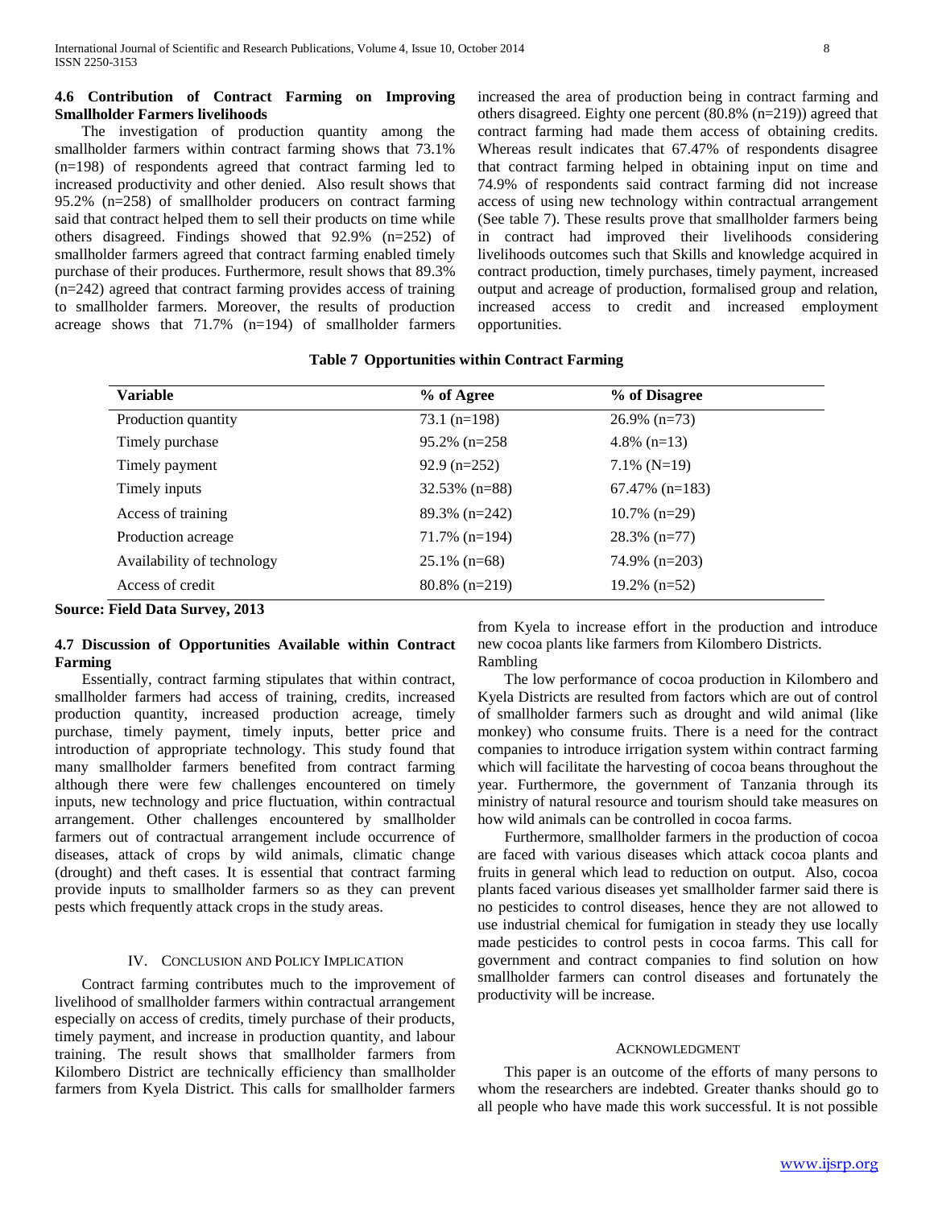### 4.6 Contribution of Contract Farming on Improving Smallholder Farmers livelihoods

The investigation of production quantity among the smallholder farmers within contract farming shows that 73.1% (n=198) of respondents agreed that contract farming led to increased productivity and other denied. Also result shows that 95.2% (n=258) of smallholder producers on contract farming said that contract helped them to sell their products on time while others disagreed. Findings showed that 92.9% (n=252) of smallholder farmers agreed that contract farming enabled timely purchase of their produces. Furthermore, result shows that 89.3% (n=242) agreed that contract farming provides access of training to smallholder farmers. Moreover, the results of production acreage shows that 71.7% (n=194) of smallholder farmers increased the area of production being in contract farming and others disagreed. Eighty one percent (80.8% (n=219)) agreed that contract farming had made them access of obtaining credits. Whereas result indicates that 67.47% of respondents disagree that contract farming helped in obtaining input on time and 74.9% of respondents said contract farming did not increase access of using new technology within contractual arrangement (See table 7). These results prove that smallholder farmers being in contract had improved their livelihoods considering livelihoods outcomes such that Skills and knowledge acquired in contract production, timely purchases, timely payment, increased output and acreage of production, formalised group and relation, increased access to credit and increased employment opportunities.

**Table 7 Opportunities within Contract Farming**

| Variable | % of Agree | % of Disagree |
|---|---|---|
| Production quantity | 73.1 (n=198) | 26.9% (n=73) |
| Timely purchase | 95.2% (n=258 | 4.8% (n=13) |
| Timely payment | 92.9 (n=252) | 7.1% (N=19) |
| Timely inputs | 32.53% (n=88) | 67.47% (n=183) |
| Access of training | 89.3% (n=242) | 10.7% (n=29) |
| Production acreage | 71.7% (n=194) | 28.3% (n=77) |
| Availability of technology | 25.1% (n=68) | 74.9% (n=203) |
| Access of credit | 80.8% (n=219) | 19.2% (n=52) |

**Source: Field Data Survey, 2013**

### 4.7 Discussion of Opportunities Available within Contract Farming

Essentially, contract farming stipulates that within contract, smallholder farmers had access of training, credits, increased production quantity, increased production acreage, timely purchase, timely payment, timely inputs, better price and introduction of appropriate technology. This study found that many smallholder farmers benefited from contract farming although there were few challenges encountered on timely inputs, new technology and price fluctuation, within contractual arrangement. Other challenges encountered by smallholder farmers out of contractual arrangement include occurrence of diseases, attack of crops by wild animals, climatic change (drought) and theft cases. It is essential that contract farming provide inputs to smallholder farmers so as they can prevent pests which frequently attack crops in the study areas.

## IV. Conclusion and Policy Implication

Contract farming contributes much to the improvement of livelihood of smallholder farmers within contractual arrangement especially on access of credits, timely purchase of their products, timely payment, and increase in production quantity, and labour training. The result shows that smallholder farmers from Kilombero District are technically efficiency than smallholder farmers from Kyela District. This calls for smallholder farmers from Kyela to increase effort in the production and introduce new cocoa plants like farmers from Kilombero Districts.
Rambling

The low performance of cocoa production in Kilombero and Kyela Districts are resulted from factors which are out of control of smallholder farmers such as drought and wild animal (like monkey) who consume fruits. There is a need for the contract companies to introduce irrigation system within contract farming which will facilitate the harvesting of cocoa beans throughout the year. Furthermore, the government of Tanzania through its ministry of natural resource and tourism should take measures on how wild animals can be controlled in cocoa farms.

Furthermore, smallholder farmers in the production of cocoa are faced with various diseases which attack cocoa plants and fruits in general which lead to reduction on output. Also, cocoa plants faced various diseases yet smallholder farmer said there is no pesticides to control diseases, hence they are not allowed to use industrial chemical for fumigation in steady they use locally made pesticides to control pests in cocoa farms. This call for government and contract companies to find solution on how smallholder farmers can control diseases and fortunately the productivity will be increase.

## Acknowledgment

This paper is an outcome of the efforts of many persons to whom the researchers are indebted. Greater thanks should go to all people who have made this work successful. It is not possible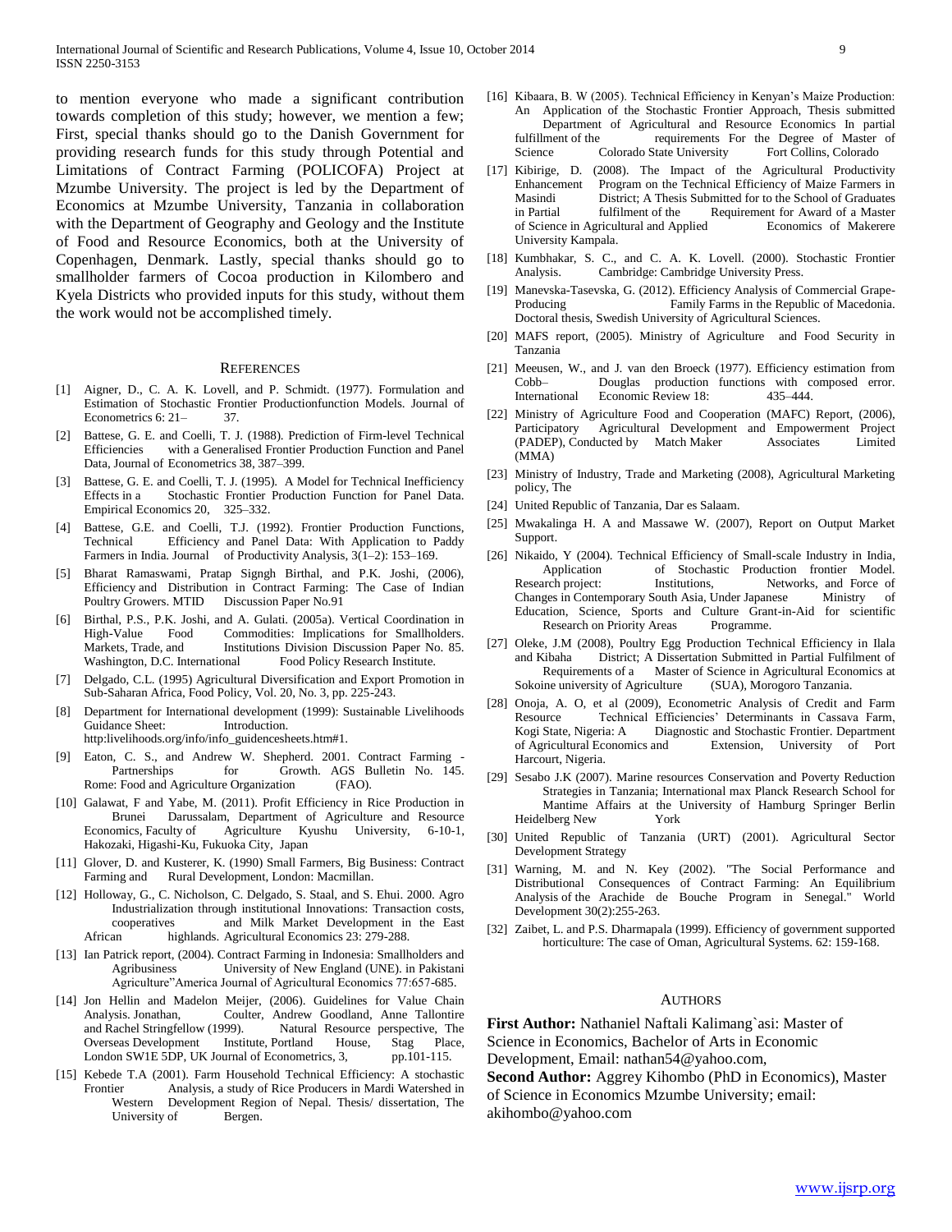to mention everyone who made a significant contribution towards completion of this study; however, we mention a few; First, special thanks should go to the Danish Government for providing research funds for this study through Potential and Limitations of Contract Farming (POLICOFA) Project at Mzumbe University. The project is led by the Department of Economics at Mzumbe University, Tanzania in collaboration with the Department of Geography and Geology and the Institute of Food and Resource Economics, both at the University of Copenhagen, Denmark. Lastly, special thanks should go to smallholder farmers of Cocoa production in Kilombero and Kyela Districts who provided inputs for this study, without them the work would not be accomplished timely.

## References

[1] Aigner, D., C. A. K. Lovell, and P. Schmidt. (1977). Formulation and Estimation of Stochastic Frontier Productionfunction Models. Journal of Econometrics 6: 21– 37.

[2] Battese, G. E. and Coelli, T. J. (1988). Prediction of Firm-level Technical Efficiencies with a Generalised Frontier Production Function and Panel Data, Journal of Econometrics 38, 387–399.

[3] Battese, G. E. and Coelli, T. J. (1995). A Model for Technical Inefficiency Effects in a Stochastic Frontier Production Function for Panel Data. Empirical Economics 20, 325–332.

[4] Battese, G.E. and Coelli, T.J. (1992). Frontier Production Functions, Technical Efficiency and Panel Data: With Application to Paddy Farmers in India. Journal of Productivity Analysis, 3(1–2): 153–169.

[5] Bharat Ramaswami, Pratap Signgh Birthal, and P.K. Joshi, (2006), Efficiency and Distribution in Contract Farming: The Case of Indian Poultry Growers. MTID Discussion Paper No.91

[6] Birthal, P.S., P.K. Joshi, and A. Gulati. (2005a). Vertical Coordination in High-Value Food Commodities: Implications for Smallholders. Markets, Trade, and Institutions Division Discussion Paper No. 85. Washington, D.C. International Food Policy Research Institute.

[7] Delgado, C.L. (1995) Agricultural Diversification and Export Promotion in Sub-Saharan Africa, Food Policy, Vol. 20, No. 3, pp. 225-243.

[8] Department for International development (1999): Sustainable Livelihoods Guidance Sheet: Introduction. http:livelihoods.org/info/info_guidencesheets.htm#1.

[9] Eaton, C. S., and Andrew W. Shepherd. 2001. Contract Farming - Partnerships for Growth. AGS Bulletin No. 145. Rome: Food and Agriculture Organization (FAO).

[10] Galawat, F and Yabe, M. (2011). Profit Efficiency in Rice Production in Brunei Darussalam, Department of Agriculture and Resource Economics, Faculty of Agriculture Kyushu University, 6-10-1, Hakozaki, Higashi-Ku, Fukuoka City, Japan

[11] Glover, D. and Kusterer, K. (1990) Small Farmers, Big Business: Contract Farming and Rural Development, London: Macmillan.

[12] Holloway, G., C. Nicholson, C. Delgado, S. Staal, and S. Ehui. 2000. Agro Industrialization through institutional Innovations: Transaction costs, cooperatives and Milk Market Development in the East African highlands. Agricultural Economics 23: 279-288.

[13] Ian Patrick report, (2004). Contract Farming in Indonesia: Smallholders and Agribusiness University of New England (UNE). in Pakistani Agriculture"America Journal of Agricultural Economics 77:657-685.

[14] Jon Hellin and Madelon Meijer, (2006). Guidelines for Value Chain Analysis. Jonathan, Coulter, Andrew Goodland, Anne Tallontire and Rachel Stringfellow (1999). Natural Resource perspective, The Overseas Development Institute, Portland House, Stag Place, London SW1E 5DP, UK Journal of Econometrics, 3, pp.101-115.

[15] Kebede T.A (2001). Farm Household Technical Efficiency: A stochastic Frontier Analysis, a study of Rice Producers in Mardi Watershed in Western Development Region of Nepal. Thesis/ dissertation, The University of Bergen.

[16] Kibaara, B. W (2005). Technical Efficiency in Kenyan's Maize Production: An Application of the Stochastic Frontier Approach, Thesis submitted Department of Agricultural and Resource Economics In partial fulfillment of the requirements For the Degree of Master of Science Colorado State University Fort Collins, Colorado

[17] Kibirige, D. (2008). The Impact of the Agricultural Productivity Enhancement Program on the Technical Efficiency of Maize Farmers in Masindi District; A Thesis Submitted for to the School of Graduates in Partial fulfilment of the Requirement for Award of a Master of Science in Agricultural and Applied Economics of Makerere University Kampala.

[18] Kumbhakar, S. C., and C. A. K. Lovell. (2000). Stochastic Frontier Analysis. Cambridge: Cambridge University Press.

[19] Manevska-Tasevska, G. (2012). Efficiency Analysis of Commercial Grape-Producing Family Farms in the Republic of Macedonia. Doctoral thesis, Swedish University of Agricultural Sciences.

[20] MAFS report, (2005). Ministry of Agriculture and Food Security in Tanzania

[21] Meeusen, W., and J. van den Broeck (1977). Efficiency estimation from Cobb–Douglas production functions with composed error. International Economic Review 18: 435–444.

[22] Ministry of Agriculture Food and Cooperation (MAFC) Report, (2006), Participatory Agricultural Development and Empowerment Project (PADEP), Conducted by Match Maker Associates Limited (MMA)

[23] Ministry of Industry, Trade and Marketing (2008), Agricultural Marketing policy, The

[24] United Republic of Tanzania, Dar es Salaam.

[25] Mwakalinga H. A and Massawe W. (2007), Report on Output Market Support.

[26] Nikaido, Y (2004). Technical Efficiency of Small-scale Industry in India, Application of Stochastic Production frontier Model. Research project: Institutions, Networks, and Force of Changes in Contemporary South Asia, Under Japanese Ministry of Education, Science, Sports and Culture Grant-in-Aid for scientific Research on Priority Areas Programme.

[27] Oleke, J.M (2008), Poultry Egg Production Technical Efficiency in Ilala and Kibaha District; A Dissertation Submitted in Partial Fulfilment of Requirements of a Master of Science in Agricultural Economics at Sokoine university of Agriculture (SUA), Morogoro Tanzania.

[28] Onoja, A. O, et al (2009), Econometric Analysis of Credit and Farm Resource Technical Efficiencies' Determinants in Cassava Farm, Kogi State, Nigeria: A Diagnostic and Stochastic Frontier. Department of Agricultural Economics and Extension, University of Port Harcourt, Nigeria.

[29] Sesabo J.K (2007). Marine resources Conservation and Poverty Reduction Strategies in Tanzania; International max Planck Research School for Mantime Affairs at the University of Hamburg Springer Berlin Heidelberg New York

[30] United Republic of Tanzania (URT) (2001). Agricultural Sector Development Strategy

[31] Warning, M. and N. Key (2002). "The Social Performance and Distributional Consequences of Contract Farming: An Equilibrium Analysis of the Arachide de Bouche Program in Senegal." World Development 30(2):255-263.

[32] Zaibet, L. and P.S. Dharmapala (1999). Efficiency of government supported horticulture: The case of Oman, Agricultural Systems. 62: 159-168.

## Authors

**First Author:** Nathaniel Naftali Kalimang`asi: Master of Science in Economics, Bachelor of Arts in Economic Development, Email: nathan54@yahoo.com,

**Second Author:** Aggrey Kihombo (PhD in Economics), Master of Science in Economics Mzumbe University; email: akihombo@yahoo.com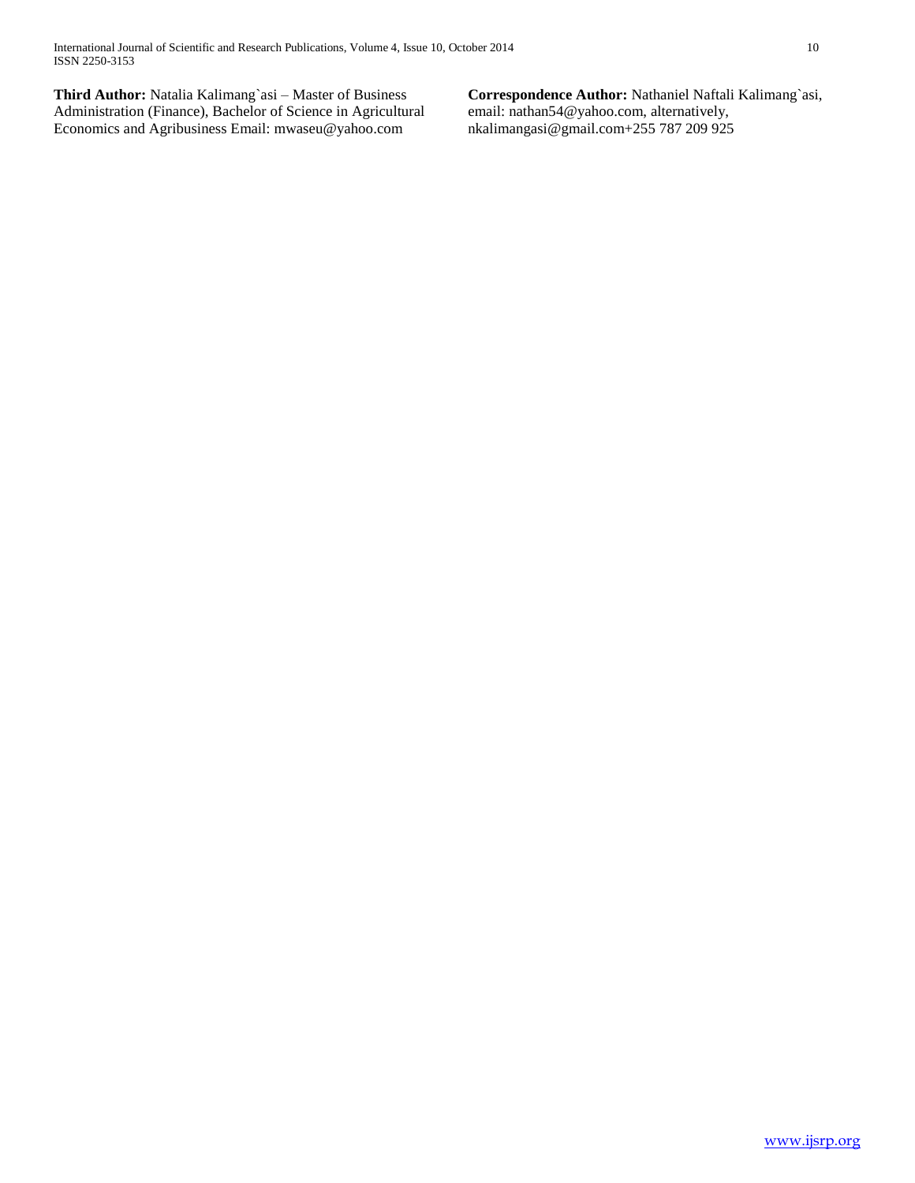**Third Author:** Natalia Kalimang`asi – Master of Business Administration (Finance), Bachelor of Science in Agricultural Economics and Agribusiness Email: mwaseu@yahoo.com

**Correspondence Author:** Nathaniel Naftali Kalimang`asi, email: nathan54@yahoo.com, alternatively, nkalimangasi@gmail.com+255 787 209 925